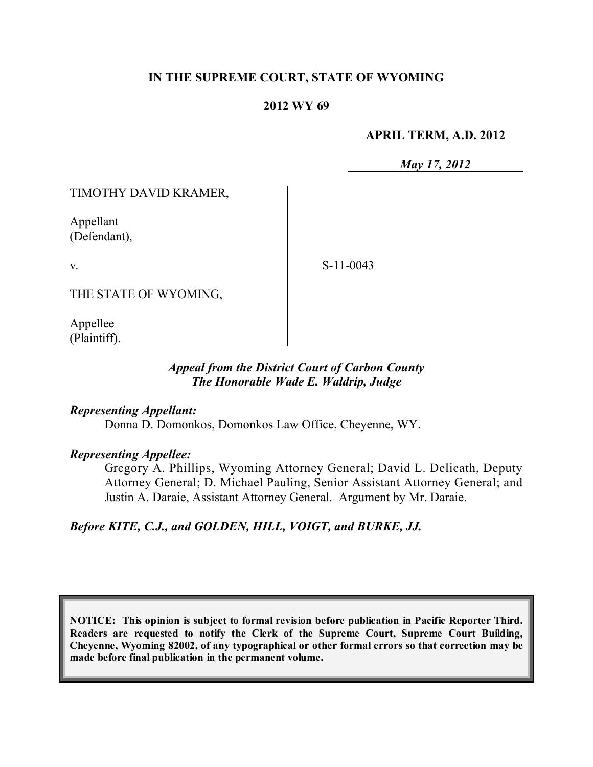**IN THE SUPREME COURT, STATE OF WYOMING**

**2012 WY 69**

**APRIL TERM, A.D. 2012**

*May 17, 2012*

TIMOTHY DAVID KRAMER,

Appellant
(Defendant),

v.

S-11-0043

THE STATE OF WYOMING,

Appellee
(Plaintiff).

*Appeal from the District Court of Carbon County*
*The Honorable Wade E. Waldrip, Judge*

***Representing Appellant:***

Donna D. Domonkos, Domonkos Law Office, Cheyenne, WY.

***Representing Appellee:***

Gregory A. Phillips, Wyoming Attorney General; David L. Delicath, Deputy Attorney General; D. Michael Pauling, Senior Assistant Attorney General; and Justin A. Daraie, Assistant Attorney General. Argument by Mr. Daraie.

***Before KITE, C.J., and GOLDEN, HILL, VOIGT, and BURKE, JJ.***

**NOTICE: This opinion is subject to formal revision before publication in Pacific Reporter Third. Readers are requested to notify the Clerk of the Supreme Court, Supreme Court Building, Cheyenne, Wyoming 82002, of any typographical or other formal errors so that correction may be made before final publication in the permanent volume.**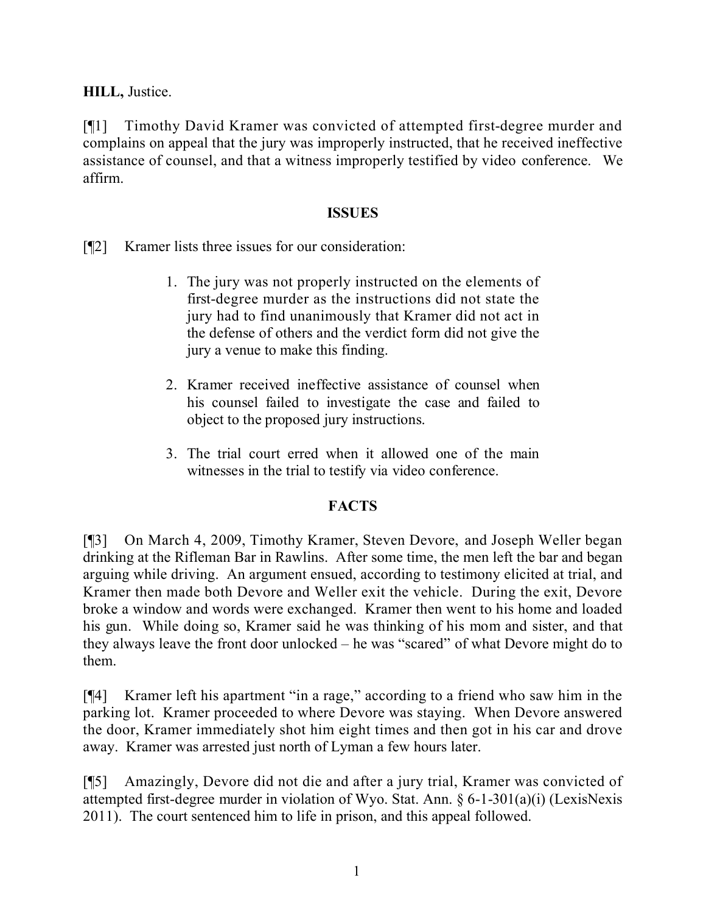**HILL,** Justice.

[¶1] Timothy David Kramer was convicted of attempted first-degree murder and complains on appeal that the jury was improperly instructed, that he received ineffective assistance of counsel, and that a witness improperly testified by video conference. We affirm.

## ISSUES

[¶2] Kramer lists three issues for our consideration:

> 1. The jury was not properly instructed on the elements of first-degree murder as the instructions did not state the jury had to find unanimously that Kramer did not act in the defense of others and the verdict form did not give the jury a venue to make this finding.
>
> 2. Kramer received ineffective assistance of counsel when his counsel failed to investigate the case and failed to object to the proposed jury instructions.
>
> 3. The trial court erred when it allowed one of the main witnesses in the trial to testify via video conference.

## FACTS

[¶3] On March 4, 2009, Timothy Kramer, Steven Devore, and Joseph Weller began drinking at the Rifleman Bar in Rawlins. After some time, the men left the bar and began arguing while driving. An argument ensued, according to testimony elicited at trial, and Kramer then made both Devore and Weller exit the vehicle. During the exit, Devore broke a window and words were exchanged. Kramer then went to his home and loaded his gun. While doing so, Kramer said he was thinking of his mom and sister, and that they always leave the front door unlocked – he was "scared" of what Devore might do to them.

[¶4] Kramer left his apartment "in a rage," according to a friend who saw him in the parking lot. Kramer proceeded to where Devore was staying. When Devore answered the door, Kramer immediately shot him eight times and then got in his car and drove away. Kramer was arrested just north of Lyman a few hours later.

[¶5] Amazingly, Devore did not die and after a jury trial, Kramer was convicted of attempted first-degree murder in violation of Wyo. Stat. Ann. § 6-1-301(a)(i) (LexisNexis 2011). The court sentenced him to life in prison, and this appeal followed.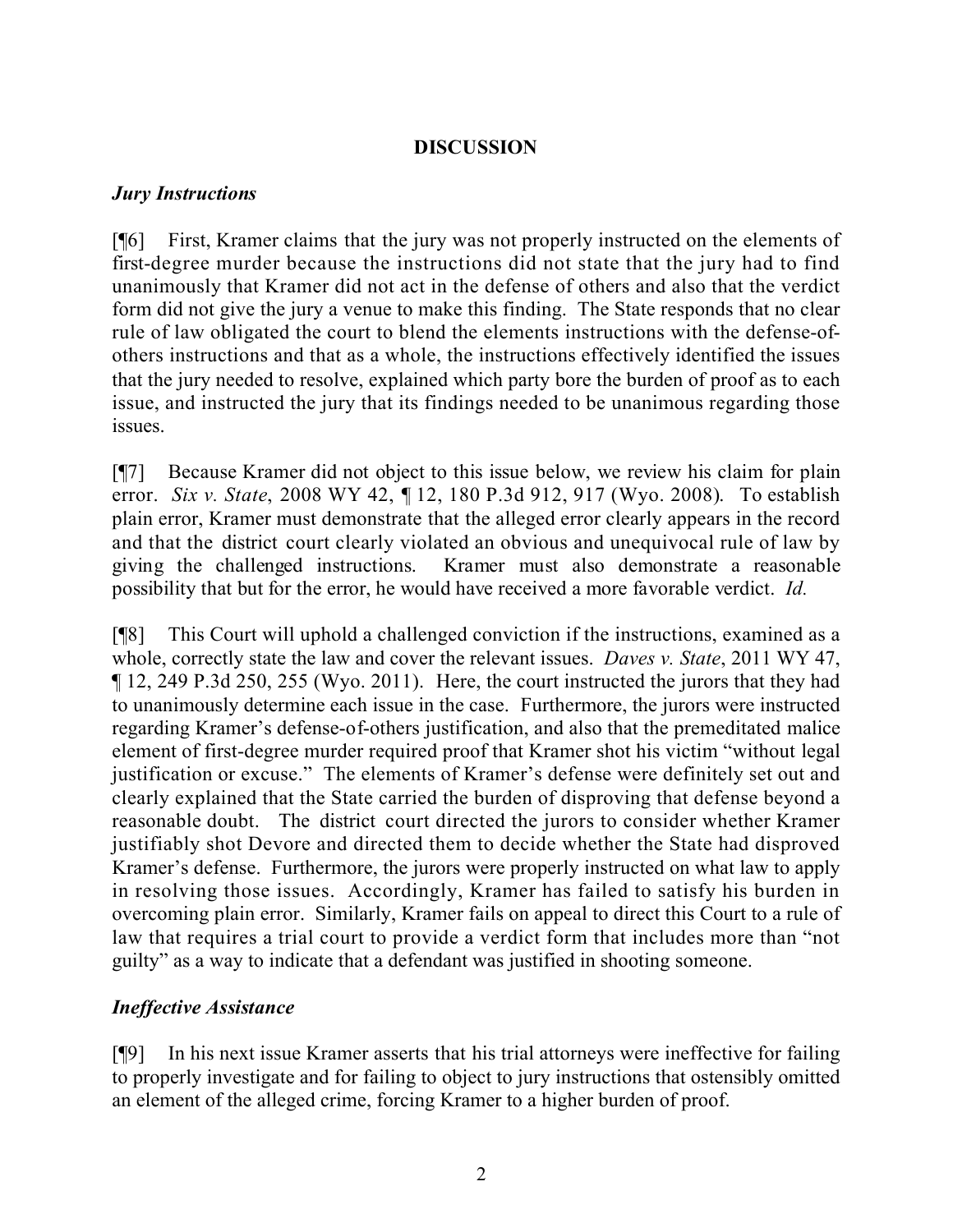## DISCUSSION

### *Jury Instructions*

[¶6] First, Kramer claims that the jury was not properly instructed on the elements of first-degree murder because the instructions did not state that the jury had to find unanimously that Kramer did not act in the defense of others and also that the verdict form did not give the jury a venue to make this finding. The State responds that no clear rule of law obligated the court to blend the elements instructions with the defense-of-others instructions and that as a whole, the instructions effectively identified the issues that the jury needed to resolve, explained which party bore the burden of proof as to each issue, and instructed the jury that its findings needed to be unanimous regarding those issues.

[¶7] Because Kramer did not object to this issue below, we review his claim for plain error. *Six v. State*, 2008 WY 42, ¶ 12, 180 P.3d 912, 917 (Wyo. 2008). To establish plain error, Kramer must demonstrate that the alleged error clearly appears in the record and that the district court clearly violated an obvious and unequivocal rule of law by giving the challenged instructions. Kramer must also demonstrate a reasonable possibility that but for the error, he would have received a more favorable verdict. *Id.*

[¶8] This Court will uphold a challenged conviction if the instructions, examined as a whole, correctly state the law and cover the relevant issues. *Daves v. State*, 2011 WY 47, ¶ 12, 249 P.3d 250, 255 (Wyo. 2011). Here, the court instructed the jurors that they had to unanimously determine each issue in the case. Furthermore, the jurors were instructed regarding Kramer's defense-of-others justification, and also that the premeditated malice element of first-degree murder required proof that Kramer shot his victim "without legal justification or excuse." The elements of Kramer's defense were definitely set out and clearly explained that the State carried the burden of disproving that defense beyond a reasonable doubt. The district court directed the jurors to consider whether Kramer justifiably shot Devore and directed them to decide whether the State had disproved Kramer's defense. Furthermore, the jurors were properly instructed on what law to apply in resolving those issues. Accordingly, Kramer has failed to satisfy his burden in overcoming plain error. Similarly, Kramer fails on appeal to direct this Court to a rule of law that requires a trial court to provide a verdict form that includes more than "not guilty" as a way to indicate that a defendant was justified in shooting someone.

### *Ineffective Assistance*

[¶9] In his next issue Kramer asserts that his trial attorneys were ineffective for failing to properly investigate and for failing to object to jury instructions that ostensibly omitted an element of the alleged crime, forcing Kramer to a higher burden of proof.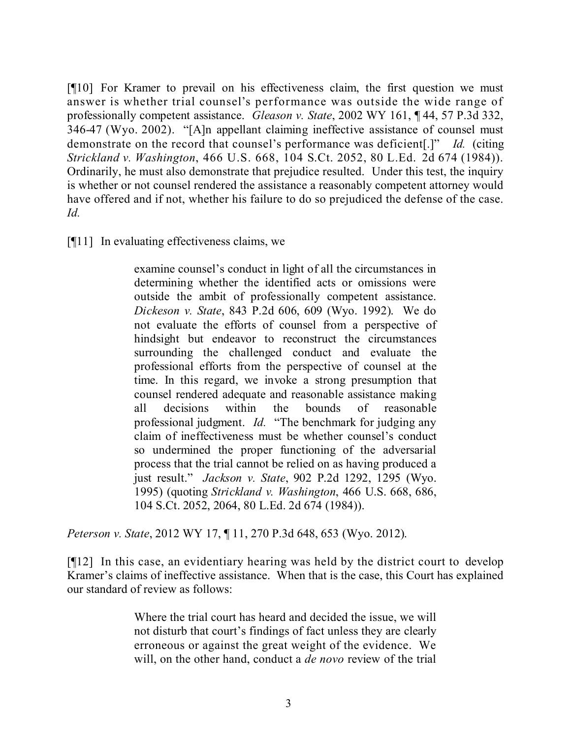[¶10] For Kramer to prevail on his effectiveness claim, the first question we must answer is whether trial counsel's performance was outside the wide range of professionally competent assistance. *Gleason v. State*, 2002 WY 161, ¶ 44, 57 P.3d 332, 346-47 (Wyo. 2002). "[A]n appellant claiming ineffective assistance of counsel must demonstrate on the record that counsel's performance was deficient[.]" *Id.* (citing *Strickland v. Washington*, 466 U.S. 668, 104 S.Ct. 2052, 80 L.Ed. 2d 674 (1984)). Ordinarily, he must also demonstrate that prejudice resulted. Under this test, the inquiry is whether or not counsel rendered the assistance a reasonably competent attorney would have offered and if not, whether his failure to do so prejudiced the defense of the case. *Id.*

[¶11] In evaluating effectiveness claims, we

> examine counsel's conduct in light of all the circumstances in determining whether the identified acts or omissions were outside the ambit of professionally competent assistance. *Dickeson v. State*, 843 P.2d 606, 609 (Wyo. 1992). We do not evaluate the efforts of counsel from a perspective of hindsight but endeavor to reconstruct the circumstances surrounding the challenged conduct and evaluate the professional efforts from the perspective of counsel at the time. In this regard, we invoke a strong presumption that counsel rendered adequate and reasonable assistance making all decisions within the bounds of reasonable professional judgment. *Id.* "The benchmark for judging any claim of ineffectiveness must be whether counsel's conduct so undermined the proper functioning of the adversarial process that the trial cannot be relied on as having produced a just result." *Jackson v. State*, 902 P.2d 1292, 1295 (Wyo. 1995) (quoting *Strickland v. Washington*, 466 U.S. 668, 686, 104 S.Ct. 2052, 2064, 80 L.Ed. 2d 674 (1984)).

*Peterson v. State*, 2012 WY 17, ¶ 11, 270 P.3d 648, 653 (Wyo. 2012).

[¶12] In this case, an evidentiary hearing was held by the district court to develop Kramer's claims of ineffective assistance. When that is the case, this Court has explained our standard of review as follows:

> Where the trial court has heard and decided the issue, we will not disturb that court's findings of fact unless they are clearly erroneous or against the great weight of the evidence. We will, on the other hand, conduct a *de novo* review of the trial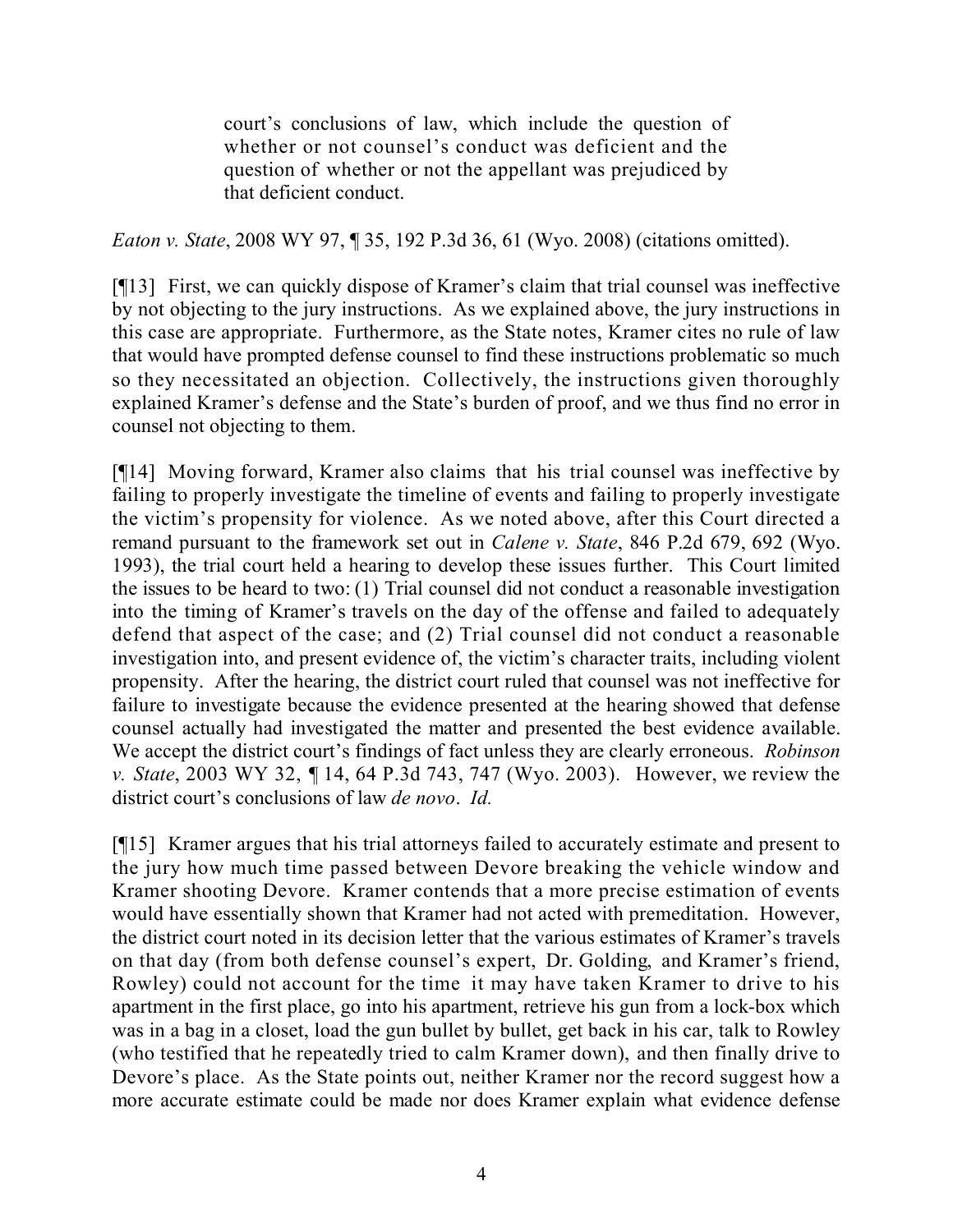> court's conclusions of law, which include the question of whether or not counsel's conduct was deficient and the question of whether or not the appellant was prejudiced by that deficient conduct.

*Eaton v. State*, 2008 WY 97, ¶ 35, 192 P.3d 36, 61 (Wyo. 2008) (citations omitted).

[¶13] First, we can quickly dispose of Kramer's claim that trial counsel was ineffective by not objecting to the jury instructions. As we explained above, the jury instructions in this case are appropriate. Furthermore, as the State notes, Kramer cites no rule of law that would have prompted defense counsel to find these instructions problematic so much so they necessitated an objection. Collectively, the instructions given thoroughly explained Kramer's defense and the State's burden of proof, and we thus find no error in counsel not objecting to them.

[¶14] Moving forward, Kramer also claims that his trial counsel was ineffective by failing to properly investigate the timeline of events and failing to properly investigate the victim's propensity for violence. As we noted above, after this Court directed a remand pursuant to the framework set out in *Calene v. State*, 846 P.2d 679, 692 (Wyo. 1993), the trial court held a hearing to develop these issues further. This Court limited the issues to be heard to two: (1) Trial counsel did not conduct a reasonable investigation into the timing of Kramer's travels on the day of the offense and failed to adequately defend that aspect of the case; and (2) Trial counsel did not conduct a reasonable investigation into, and present evidence of, the victim's character traits, including violent propensity. After the hearing, the district court ruled that counsel was not ineffective for failure to investigate because the evidence presented at the hearing showed that defense counsel actually had investigated the matter and presented the best evidence available. We accept the district court's findings of fact unless they are clearly erroneous. *Robinson v. State*, 2003 WY 32, ¶ 14, 64 P.3d 743, 747 (Wyo. 2003). However, we review the district court's conclusions of law *de novo*. *Id.*

[¶15] Kramer argues that his trial attorneys failed to accurately estimate and present to the jury how much time passed between Devore breaking the vehicle window and Kramer shooting Devore. Kramer contends that a more precise estimation of events would have essentially shown that Kramer had not acted with premeditation. However, the district court noted in its decision letter that the various estimates of Kramer's travels on that day (from both defense counsel's expert, Dr. Golding, and Kramer's friend, Rowley) could not account for the time it may have taken Kramer to drive to his apartment in the first place, go into his apartment, retrieve his gun from a lock-box which was in a bag in a closet, load the gun bullet by bullet, get back in his car, talk to Rowley (who testified that he repeatedly tried to calm Kramer down), and then finally drive to Devore's place. As the State points out, neither Kramer nor the record suggest how a more accurate estimate could be made nor does Kramer explain what evidence defense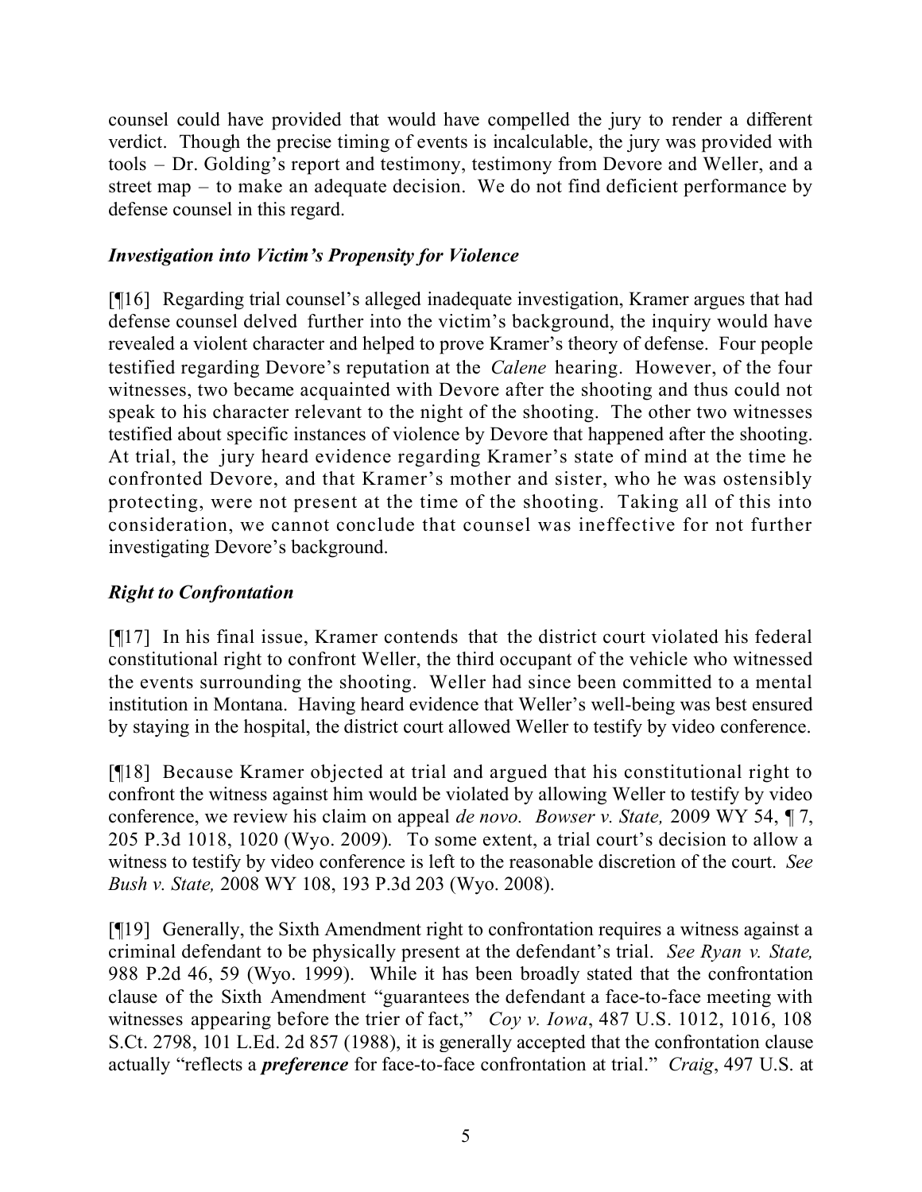counsel could have provided that would have compelled the jury to render a different verdict. Though the precise timing of events is incalculable, the jury was provided with tools – Dr. Golding's report and testimony, testimony from Devore and Weller, and a street map – to make an adequate decision. We do not find deficient performance by defense counsel in this regard.

### *Investigation into Victim's Propensity for Violence*

[¶16] Regarding trial counsel's alleged inadequate investigation, Kramer argues that had defense counsel delved further into the victim's background, the inquiry would have revealed a violent character and helped to prove Kramer's theory of defense. Four people testified regarding Devore's reputation at the *Calene* hearing. However, of the four witnesses, two became acquainted with Devore after the shooting and thus could not speak to his character relevant to the night of the shooting. The other two witnesses testified about specific instances of violence by Devore that happened after the shooting. At trial, the jury heard evidence regarding Kramer's state of mind at the time he confronted Devore, and that Kramer's mother and sister, who he was ostensibly protecting, were not present at the time of the shooting. Taking all of this into consideration, we cannot conclude that counsel was ineffective for not further investigating Devore's background.

### *Right to Confrontation*

[¶17] In his final issue, Kramer contends that the district court violated his federal constitutional right to confront Weller, the third occupant of the vehicle who witnessed the events surrounding the shooting. Weller had since been committed to a mental institution in Montana. Having heard evidence that Weller's well-being was best ensured by staying in the hospital, the district court allowed Weller to testify by video conference.

[¶18] Because Kramer objected at trial and argued that his constitutional right to confront the witness against him would be violated by allowing Weller to testify by video conference, we review his claim on appeal *de novo. Bowser v. State,* 2009 WY 54, ¶ 7, 205 P.3d 1018, 1020 (Wyo. 2009). To some extent, a trial court's decision to allow a witness to testify by video conference is left to the reasonable discretion of the court. *See Bush v. State,* 2008 WY 108, 193 P.3d 203 (Wyo. 2008).

[¶19] Generally, the Sixth Amendment right to confrontation requires a witness against a criminal defendant to be physically present at the defendant's trial. *See Ryan v. State,* 988 P.2d 46, 59 (Wyo. 1999). While it has been broadly stated that the confrontation clause of the Sixth Amendment "guarantees the defendant a face-to-face meeting with witnesses appearing before the trier of fact," *Coy v. Iowa*, 487 U.S. 1012, 1016, 108 S.Ct. 2798, 101 L.Ed. 2d 857 (1988), it is generally accepted that the confrontation clause actually "reflects a ***preference*** for face-to-face confrontation at trial." *Craig*, 497 U.S. at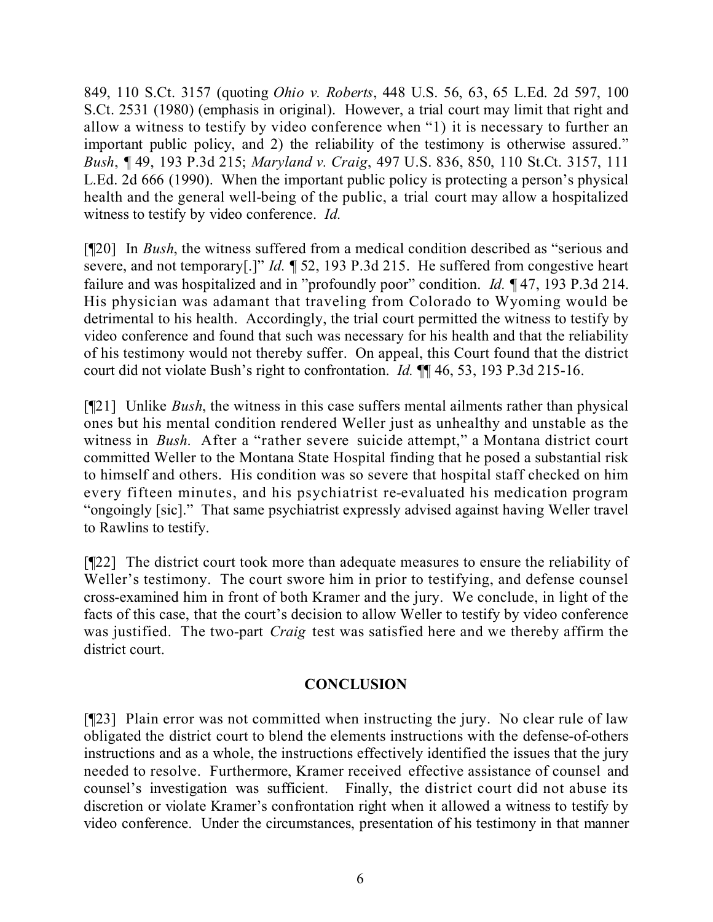849, 110 S.Ct. 3157 (quoting *Ohio v. Roberts*, 448 U.S. 56, 63, 65 L.Ed. 2d 597, 100 S.Ct. 2531 (1980) (emphasis in original). However, a trial court may limit that right and allow a witness to testify by video conference when "1) it is necessary to further an important public policy, and 2) the reliability of the testimony is otherwise assured." *Bush*, ¶ 49, 193 P.3d 215; *Maryland v. Craig*, 497 U.S. 836, 850, 110 St.Ct. 3157, 111 L.Ed. 2d 666 (1990). When the important public policy is protecting a person's physical health and the general well-being of the public, a trial court may allow a hospitalized witness to testify by video conference. *Id.*

[¶20] In *Bush*, the witness suffered from a medical condition described as "serious and severe, and not temporary[.]" *Id.* ¶ 52, 193 P.3d 215. He suffered from congestive heart failure and was hospitalized and in "profoundly poor" condition. *Id.* ¶ 47, 193 P.3d 214. His physician was adamant that traveling from Colorado to Wyoming would be detrimental to his health. Accordingly, the trial court permitted the witness to testify by video conference and found that such was necessary for his health and that the reliability of his testimony would not thereby suffer. On appeal, this Court found that the district court did not violate Bush's right to confrontation. *Id.* ¶¶ 46, 53, 193 P.3d 215-16.

[¶21] Unlike *Bush*, the witness in this case suffers mental ailments rather than physical ones but his mental condition rendered Weller just as unhealthy and unstable as the witness in *Bush*. After a "rather severe suicide attempt," a Montana district court committed Weller to the Montana State Hospital finding that he posed a substantial risk to himself and others. His condition was so severe that hospital staff checked on him every fifteen minutes, and his psychiatrist re-evaluated his medication program "ongoingly [sic]." That same psychiatrist expressly advised against having Weller travel to Rawlins to testify.

[¶22] The district court took more than adequate measures to ensure the reliability of Weller's testimony. The court swore him in prior to testifying, and defense counsel cross-examined him in front of both Kramer and the jury. We conclude, in light of the facts of this case, that the court's decision to allow Weller to testify by video conference was justified. The two-part *Craig* test was satisfied here and we thereby affirm the district court.

## CONCLUSION

[¶23] Plain error was not committed when instructing the jury. No clear rule of law obligated the district court to blend the elements instructions with the defense-of-others instructions and as a whole, the instructions effectively identified the issues that the jury needed to resolve. Furthermore, Kramer received effective assistance of counsel and counsel's investigation was sufficient. Finally, the district court did not abuse its discretion or violate Kramer's confrontation right when it allowed a witness to testify by video conference. Under the circumstances, presentation of his testimony in that manner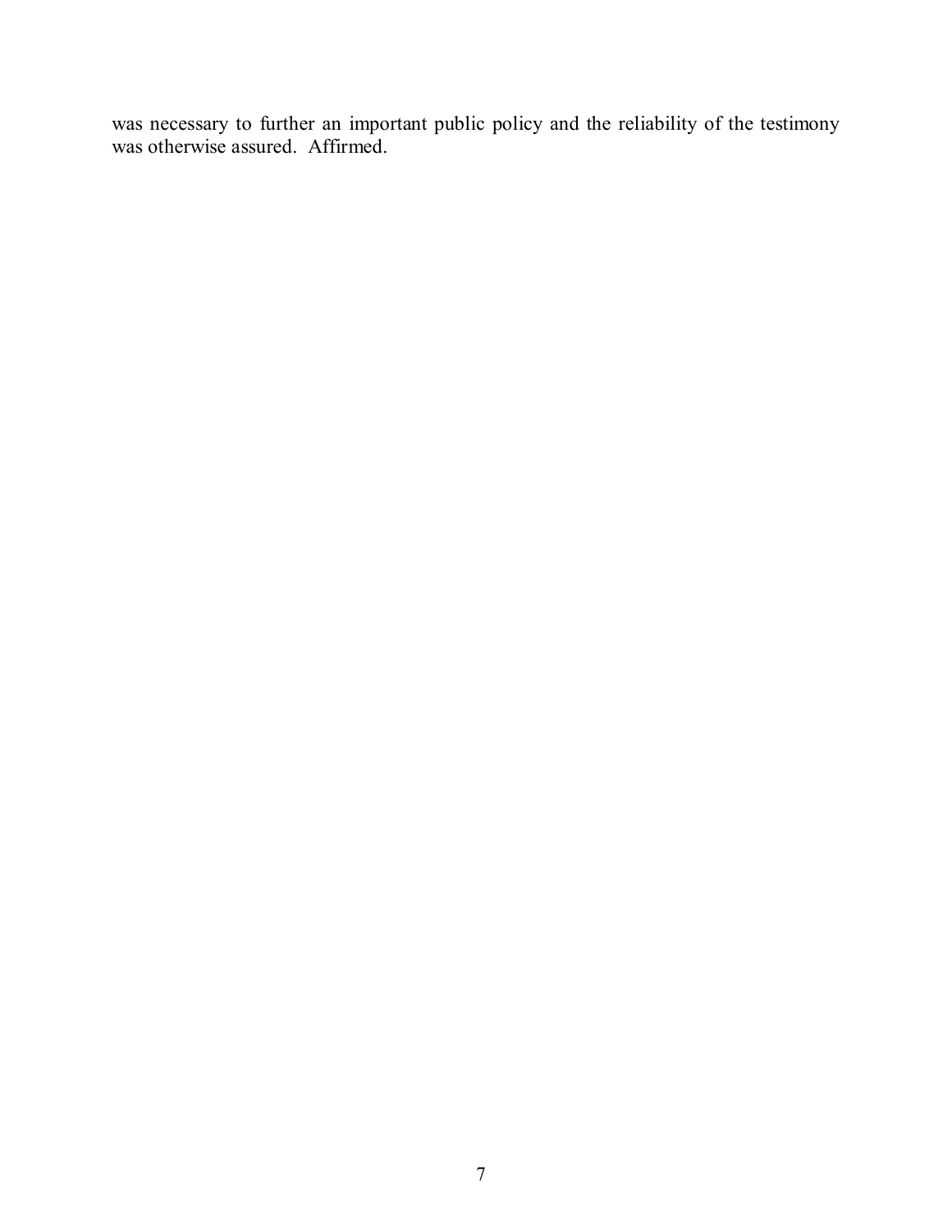was necessary to further an important public policy and the reliability of the testimony was otherwise assured. Affirmed.